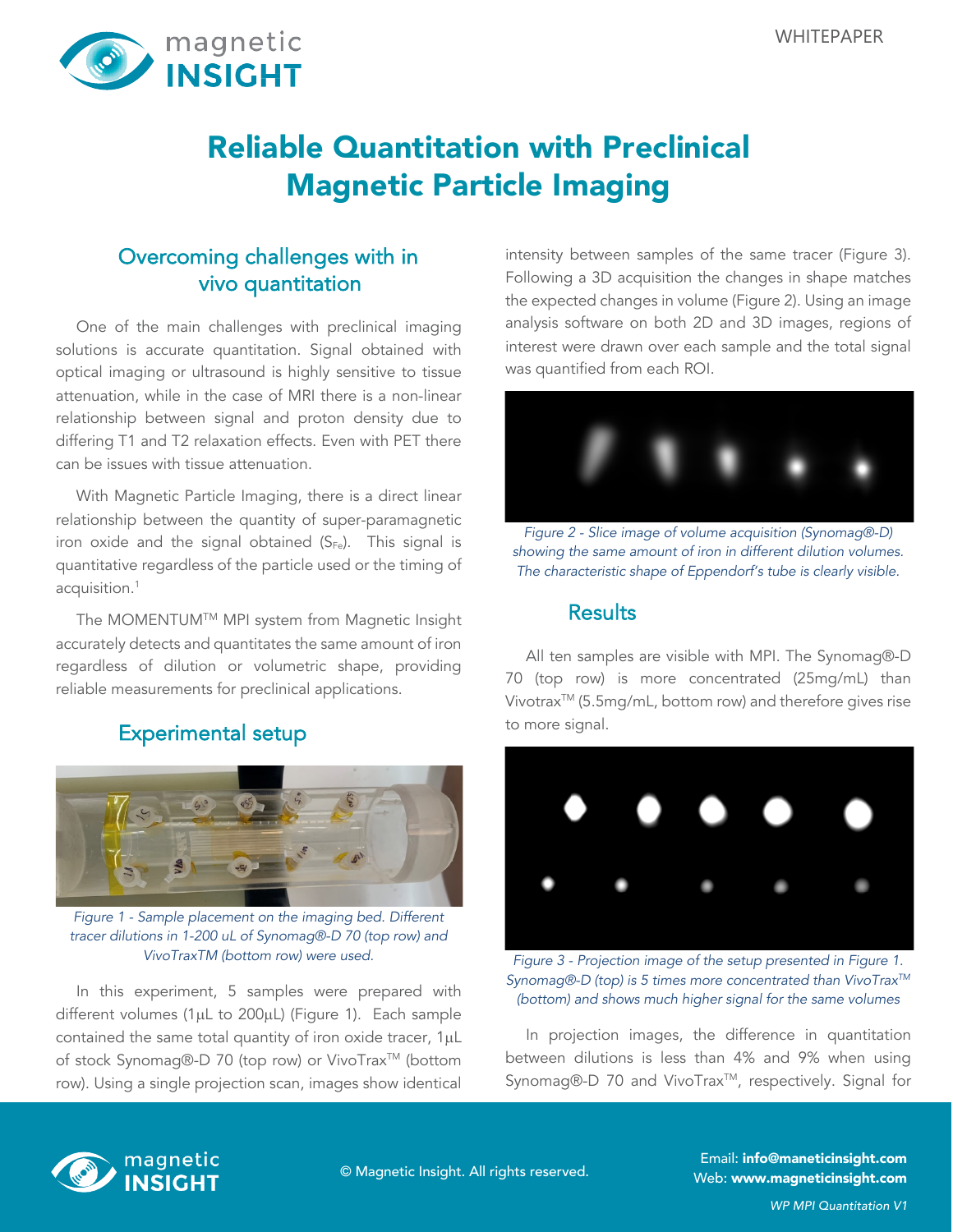# Reliable Quantitation with Preclinical Magnetic Particle Imaging

## Overcoming challenges with in vivo quantitation

One of the main challenges with preclinical imaging solutions is accurate quantitation. Signal obtained with optical imaging or ultrasound is highly sensitive to tissue attenuation, while in the case of MRI there is a non-linear relationship between signal and proton density due to differing T1 and T2 relaxation effects. Even with PET there can be issues with tissue attenuation.

With Magnetic Particle Imaging, there is a direct linear relationship between the quantity of super-paramagnetic iron oxide and the signal obtained ($S_{Fe}$). This signal is quantitative regardless of the particle used or the timing of acquisition.[1]

The MOMENTUM™ MPI system from Magnetic Insight accurately detects and quantitates the same amount of iron regardless of dilution or volumetric shape, providing reliable measurements for preclinical applications.

## Experimental setup

*Figure 1 - Sample placement on the imaging bed. Different tracer dilutions in 1-200 uL of Synomag®-D 70 (top row) and VivoTraxTM (bottom row) were used.*

In this experiment, 5 samples were prepared with different volumes (1μL to 200μL) (Figure 1). Each sample contained the same total quantity of iron oxide tracer, 1μL of stock Synomag®-D 70 (top row) or VivoTrax™ (bottom row). Using a single projection scan, images show identical intensity between samples of the same tracer (Figure 3). Following a 3D acquisition the changes in shape matches the expected changes in volume (Figure 2). Using an image analysis software on both 2D and 3D images, regions of interest were drawn over each sample and the total signal was quantified from each ROI.

*Figure 2 - Slice image of volume acquisition (Synomag®-D) showing the same amount of iron in different dilution volumes. The characteristic shape of Eppendorf's tube is clearly visible.*

## Results

All ten samples are visible with MPI. The Synomag®-D 70 (top row) is more concentrated (25mg/mL) than Vivotrax™ (5.5mg/mL, bottom row) and therefore gives rise to more signal.

*Figure 3 - Projection image of the setup presented in Figure 1. Synomag®-D (top) is 5 times more concentrated than VivoTrax™ (bottom) and shows much higher signal for the same volumes*

In projection images, the difference in quantitation between dilutions is less than 4% and 9% when using Synomag®-D 70 and VivoTrax™, respectively. Signal for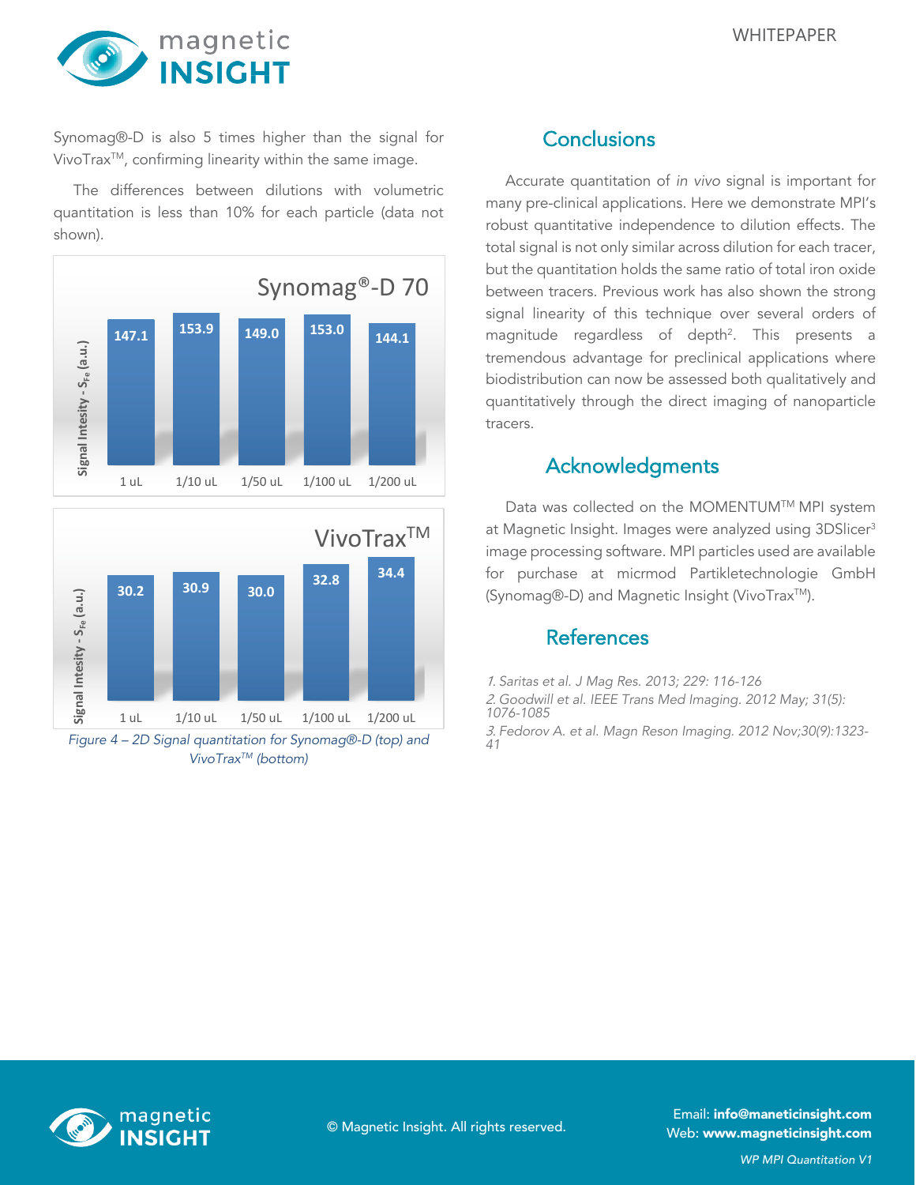Synomag®-D is also 5 times higher than the signal for VivoTrax™, confirming linearity within the same image.

The differences between dilutions with volumetric quantitation is less than 10% for each particle (data not shown).

Synomag®-D 70

Signal Intesity - $S_{Fe}$ (a.u.)

147.1
153.9
149.0
153.0
144.1

1 uL
1/10 uL
1/50 uL
1/100 uL
1/200 uL

VivoTrax™

Signal Intesity - $S_{Fe}$ (a.u.)

30.2
30.9
30.0
32.8
34.4

1 uL
1/10 uL
1/50 uL
1/100 uL
1/200 uL

*Figure 4 – 2D Signal quantitation for Synomag®-D (top) and VivoTrax™ (bottom)*

## Conclusions

Accurate quantitation of *in vivo* signal is important for many pre-clinical applications. Here we demonstrate MPI's robust quantitative independence to dilution effects. The total signal is not only similar across dilution for each tracer, but the quantitation holds the same ratio of total iron oxide between tracers. Previous work has also shown the strong signal linearity of this technique over several orders of magnitude regardless of depth[2]. This presents a tremendous advantage for preclinical applications where biodistribution can now be assessed both qualitatively and quantitatively through the direct imaging of nanoparticle tracers.

## Acknowledgments

Data was collected on the MOMENTUM™ MPI system at Magnetic Insight. Images were analyzed using 3DSlicer[3] image processing software. MPI particles used are available for purchase at micrmod Partikletechnologie GmbH (Synomag®-D) and Magnetic Insight (VivoTrax™).

## References

*1. Saritas et al. J Mag Res. 2013; 229: 116-126*

*2. Goodwill et al. IEEE Trans Med Imaging. 2012 May; 31(5): 1076-1085*

*3. Fedorov A. et al. Magn Reson Imaging. 2012 Nov;30(9):1323-41*

© Magnetic Insight. All rights reserved.

Email: **info@maneticinsight.com**
Web: **www.magneticinsight.com**

*WP MPI Quantitation V1*